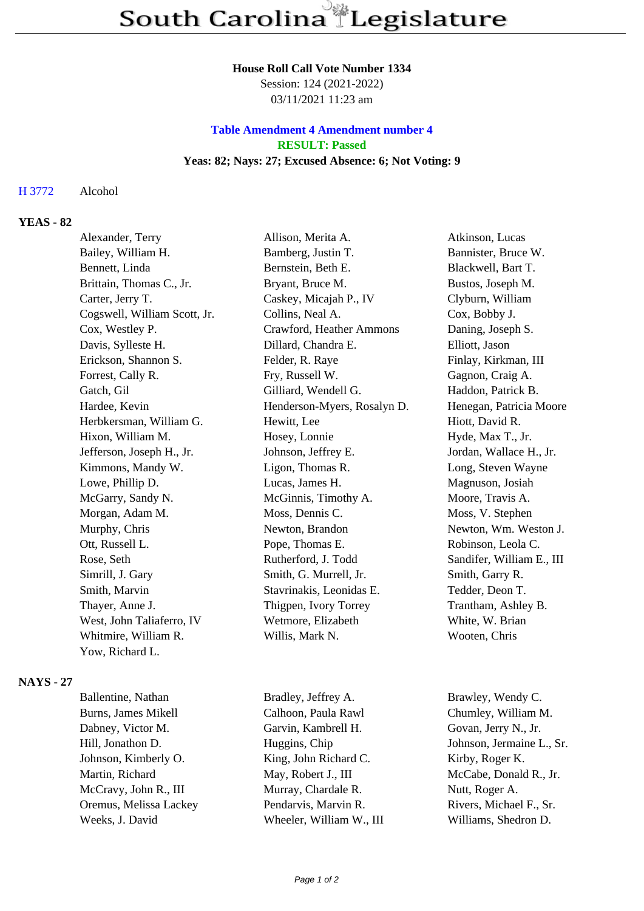# South Carolina Legislature

**House Roll Call Vote Number 1334**
Session: 124 (2021-2022)
03/11/2021 11:23 am

**Table Amendment 4 Amendment number 4**
**RESULT: Passed**
**Yeas: 82; Nays: 27; Excused Absence: 6; Not Voting: 9**

H 3772 Alcohol

## YEAS - 82

| | | |
|---|---|---|
| Alexander, Terry | Allison, Merita A. | Atkinson, Lucas |
| Bailey, William H. | Bamberg, Justin T. | Bannister, Bruce W. |
| Bennett, Linda | Bernstein, Beth E. | Blackwell, Bart T. |
| Brittain, Thomas C., Jr. | Bryant, Bruce M. | Bustos, Joseph M. |
| Carter, Jerry T. | Caskey, Micajah P., IV | Clyburn, William |
| Cogswell, William Scott, Jr. | Collins, Neal A. | Cox, Bobby J. |
| Cox, Westley P. | Crawford, Heather Ammons | Daning, Joseph S. |
| Davis, Sylleste H. | Dillard, Chandra E. | Elliott, Jason |
| Erickson, Shannon S. | Felder, R. Raye | Finlay, Kirkman, III |
| Forrest, Cally R. | Fry, Russell W. | Gagnon, Craig A. |
| Gatch, Gil | Gilliard, Wendell G. | Haddon, Patrick B. |
| Hardee, Kevin | Henderson-Myers, Rosalyn D. | Henegan, Patricia Moore |
| Herbkersman, William G. | Hewitt, Lee | Hiott, David R. |
| Hixon, William M. | Hosey, Lonnie | Hyde, Max T., Jr. |
| Jefferson, Joseph H., Jr. | Johnson, Jeffrey E. | Jordan, Wallace H., Jr. |
| Kimmons, Mandy W. | Ligon, Thomas R. | Long, Steven Wayne |
| Lowe, Phillip D. | Lucas, James H. | Magnuson, Josiah |
| McGarry, Sandy N. | McGinnis, Timothy A. | Moore, Travis A. |
| Morgan, Adam M. | Moss, Dennis C. | Moss, V. Stephen |
| Murphy, Chris | Newton, Brandon | Newton, Wm. Weston J. |
| Ott, Russell L. | Pope, Thomas E. | Robinson, Leola C. |
| Rose, Seth | Rutherford, J. Todd | Sandifer, William E., III |
| Simrill, J. Gary | Smith, G. Murrell, Jr. | Smith, Garry R. |
| Smith, Marvin | Stavrinakis, Leonidas E. | Tedder, Deon T. |
| Thayer, Anne J. | Thigpen, Ivory Torrey | Trantham, Ashley B. |
| West, John Taliaferro, IV | Wetmore, Elizabeth | White, W. Brian |
| Whitmire, William R. | Willis, Mark N. | Wooten, Chris |
| Yow, Richard L. | | |

## NAYS - 27

| | | |
|---|---|---|
| Ballentine, Nathan | Bradley, Jeffrey A. | Brawley, Wendy C. |
| Burns, James Mikell | Calhoon, Paula Rawl | Chumley, William M. |
| Dabney, Victor M. | Garvin, Kambrell H. | Govan, Jerry N., Jr. |
| Hill, Jonathon D. | Huggins, Chip | Johnson, Jermaine L., Sr. |
| Johnson, Kimberly O. | King, John Richard C. | Kirby, Roger K. |
| Martin, Richard | May, Robert J., III | McCabe, Donald R., Jr. |
| McCravy, John R., III | Murray, Chardale R. | Nutt, Roger A. |
| Oremus, Melissa Lackey | Pendarvis, Marvin R. | Rivers, Michael F., Sr. |
| Weeks, J. David | Wheeler, William W., III | Williams, Shedron D. |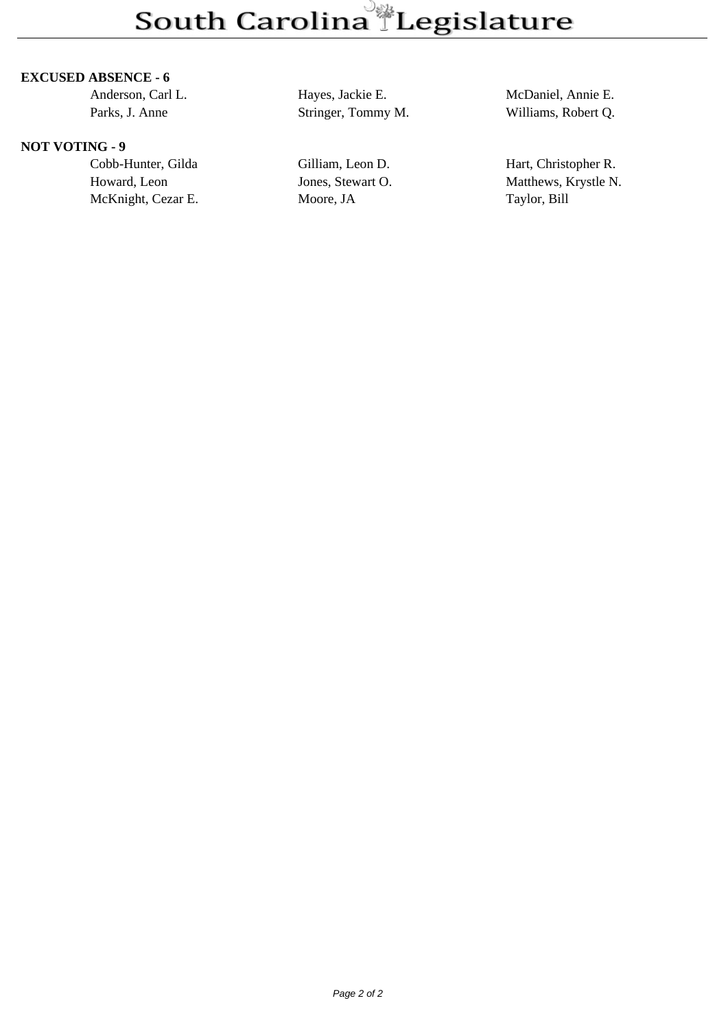**EXCUSED ABSENCE - 6**

| | | |
|---|---|---|
| Anderson, Carl L. | Hayes, Jackie E. | McDaniel, Annie E. |
| Parks, J. Anne | Stringer, Tommy M. | Williams, Robert Q. |

**NOT VOTING - 9**

| | | |
|---|---|---|
| Cobb-Hunter, Gilda | Gilliam, Leon D. | Hart, Christopher R. |
| Howard, Leon | Jones, Stewart O. | Matthews, Krystle N. |
| McKnight, Cezar E. | Moore, JA | Taylor, Bill |